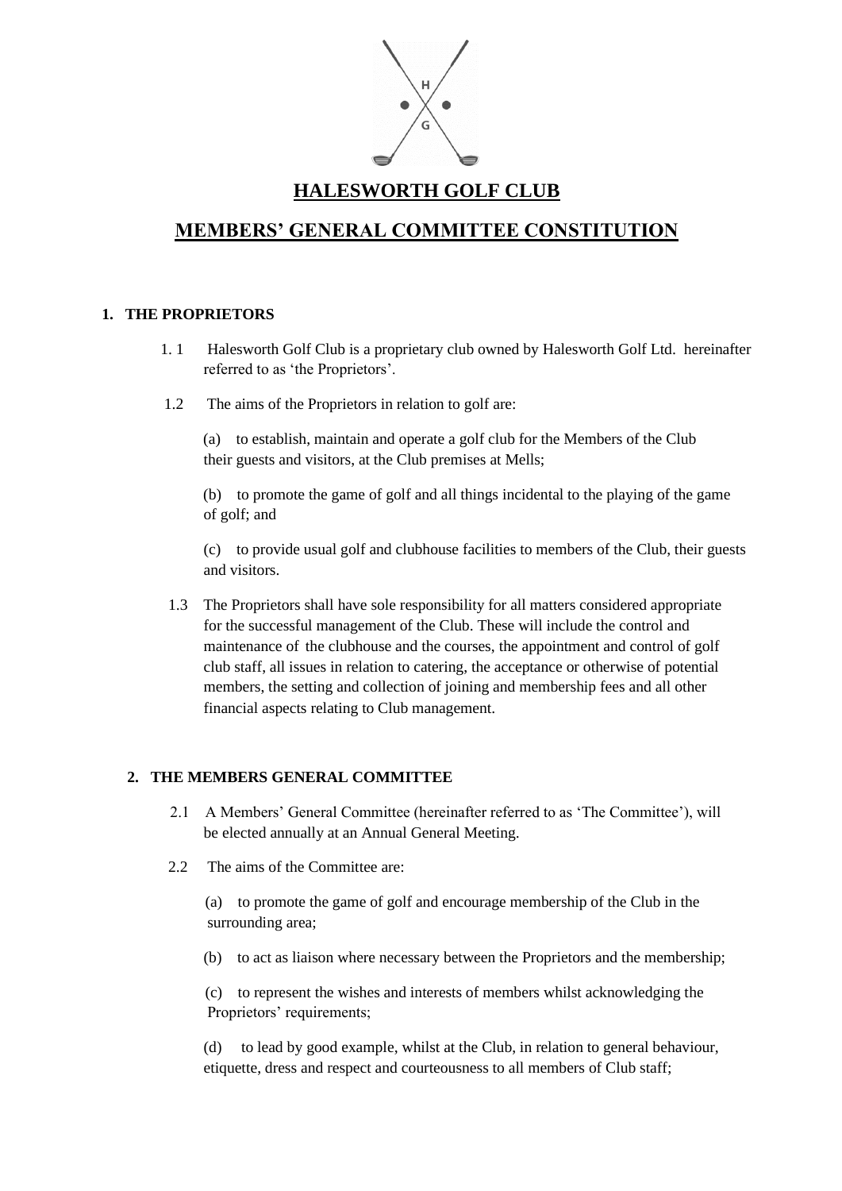# HALESWORTH GOLF CLUB

## MEMBERS' GENERAL COMMITTEE CONSTITUTION

### 1. THE PROPRIETORS

1.1 Halesworth Golf Club is a proprietary club owned by Halesworth Golf Ltd. hereinafter referred to as 'the Proprietors'.

1.2 The aims of the Proprietors in relation to golf are:

(a) to establish, maintain and operate a golf club for the Members of the Club their guests and visitors, at the Club premises at Mells;

(b) to promote the game of golf and all things incidental to the playing of the game of golf; and

(c) to provide usual golf and clubhouse facilities to members of the Club, their guests and visitors.

1.3 The Proprietors shall have sole responsibility for all matters considered appropriate for the successful management of the Club. These will include the control and maintenance of the clubhouse and the courses, the appointment and control of golf club staff, all issues in relation to catering, the acceptance or otherwise of potential members, the setting and collection of joining and membership fees and all other financial aspects relating to Club management.

### 2. THE MEMBERS GENERAL COMMITTEE

2.1 A Members' General Committee (hereinafter referred to as 'The Committee'), will be elected annually at an Annual General Meeting.

2.2 The aims of the Committee are:

(a) to promote the game of golf and encourage membership of the Club in the surrounding area;

(b) to act as liaison where necessary between the Proprietors and the membership;

(c) to represent the wishes and interests of members whilst acknowledging the Proprietors' requirements;

(d) to lead by good example, whilst at the Club, in relation to general behaviour, etiquette, dress and respect and courteousness to all members of Club staff;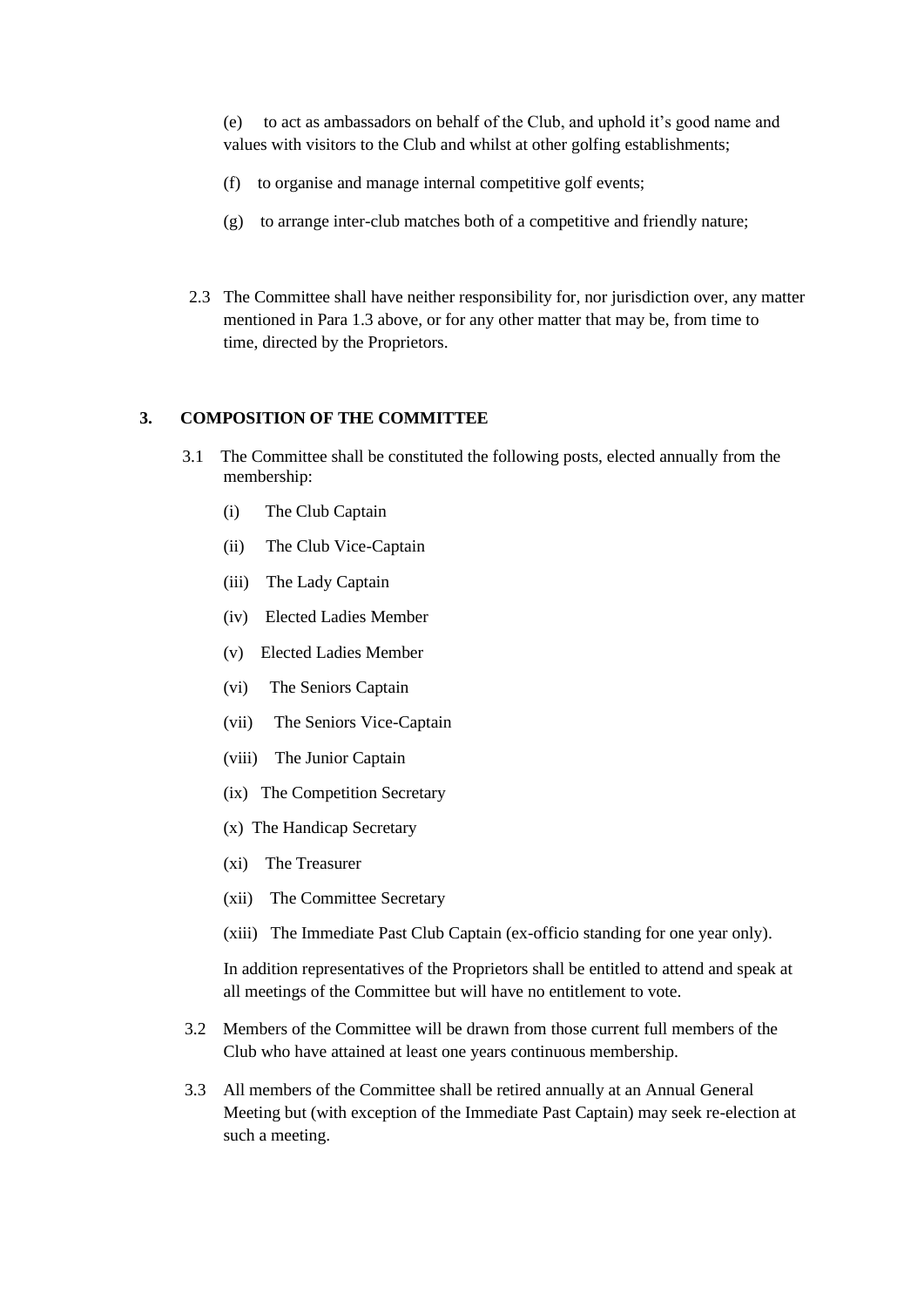(e) to act as ambassadors on behalf of the Club, and uphold it's good name and values with visitors to the Club and whilst at other golfing establishments;

(f) to organise and manage internal competitive golf events;

(g) to arrange inter-club matches both of a competitive and friendly nature;

2.3 The Committee shall have neither responsibility for, nor jurisdiction over, any matter mentioned in Para 1.3 above, or for any other matter that may be, from time to time, directed by the Proprietors.

## 3. COMPOSITION OF THE COMMITTEE

3.1 The Committee shall be constituted the following posts, elected annually from the membership:

(i) The Club Captain

(ii) The Club Vice-Captain

(iii) The Lady Captain

(iv) Elected Ladies Member

(v) Elected Ladies Member

(vi) The Seniors Captain

(vii) The Seniors Vice-Captain

(viii) The Junior Captain

(ix) The Competition Secretary

(x) The Handicap Secretary

(xi) The Treasurer

(xii) The Committee Secretary

(xiii) The Immediate Past Club Captain (ex-officio standing for one year only).

In addition representatives of the Proprietors shall be entitled to attend and speak at all meetings of the Committee but will have no entitlement to vote.

3.2 Members of the Committee will be drawn from those current full members of the Club who have attained at least one years continuous membership.

3.3 All members of the Committee shall be retired annually at an Annual General Meeting but (with exception of the Immediate Past Captain) may seek re-election at such a meeting.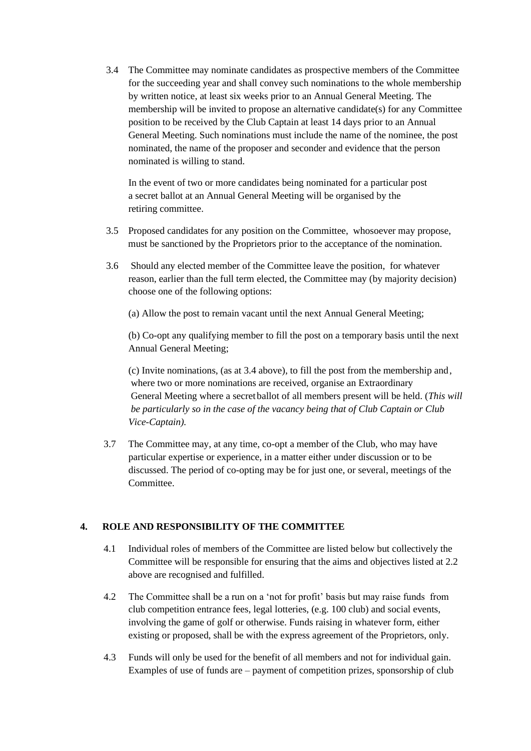3.4 The Committee may nominate candidates as prospective members of the Committee for the succeeding year and shall convey such nominations to the whole membership by written notice, at least six weeks prior to an Annual General Meeting. The membership will be invited to propose an alternative candidate(s) for any Committee position to be received by the Club Captain at least 14 days prior to an Annual General Meeting. Such nominations must include the name of the nominee, the post nominated, the name of the proposer and seconder and evidence that the person nominated is willing to stand.

In the event of two or more candidates being nominated for a particular post a secret ballot at an Annual General Meeting will be organised by the retiring committee.

3.5 Proposed candidates for any position on the Committee, whosoever may propose, must be sanctioned by the Proprietors prior to the acceptance of the nomination.

3.6 Should any elected member of the Committee leave the position, for whatever reason, earlier than the full term elected, the Committee may (by majority decision) choose one of the following options:

(a) Allow the post to remain vacant until the next Annual General Meeting;

(b) Co-opt any qualifying member to fill the post on a temporary basis until the next Annual General Meeting;

(c) Invite nominations, (as at 3.4 above), to fill the post from the membership and, where two or more nominations are received, organise an Extraordinary General Meeting where a secret ballot of all members present will be held. (*This will be particularly so in the case of the vacancy being that of Club Captain or Club Vice-Captain).*

3.7 The Committee may, at any time, co-opt a member of the Club, who may have particular expertise or experience, in a matter either under discussion or to be discussed. The period of co-opting may be for just one, or several, meetings of the Committee.

## 4. ROLE AND RESPONSIBILITY OF THE COMMITTEE

4.1 Individual roles of members of the Committee are listed below but collectively the Committee will be responsible for ensuring that the aims and objectives listed at 2.2 above are recognised and fulfilled.

4.2 The Committee shall be a run on a 'not for profit' basis but may raise funds from club competition entrance fees, legal lotteries, (e.g. 100 club) and social events, involving the game of golf or otherwise. Funds raising in whatever form, either existing or proposed, shall be with the express agreement of the Proprietors, only.

4.3 Funds will only be used for the benefit of all members and not for individual gain. Examples of use of funds are – payment of competition prizes, sponsorship of club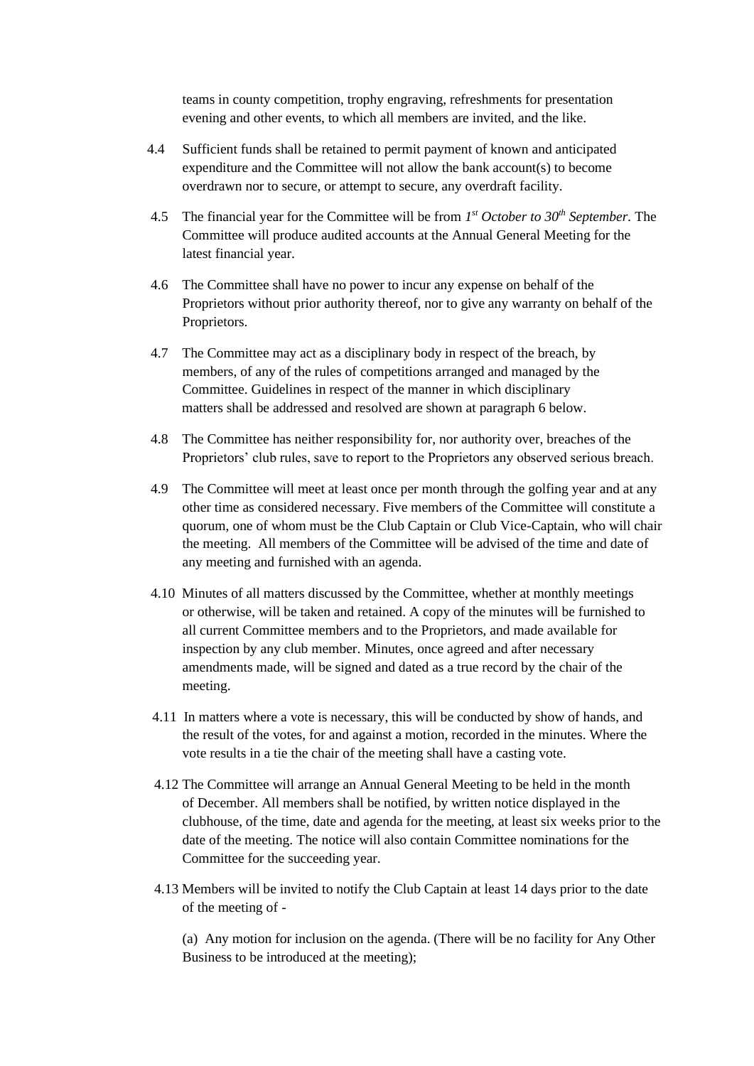teams in county competition, trophy engraving, refreshments for presentation evening and other events, to which all members are invited, and the like.

4.4 Sufficient funds shall be retained to permit payment of known and anticipated expenditure and the Committee will not allow the bank account(s) to become overdrawn nor to secure, or attempt to secure, any overdraft facility.

4.5 The financial year for the Committee will be from *1st October to 30th September*. The Committee will produce audited accounts at the Annual General Meeting for the latest financial year.

4.6 The Committee shall have no power to incur any expense on behalf of the Proprietors without prior authority thereof, nor to give any warranty on behalf of the Proprietors.

4.7 The Committee may act as a disciplinary body in respect of the breach, by members, of any of the rules of competitions arranged and managed by the Committee. Guidelines in respect of the manner in which disciplinary matters shall be addressed and resolved are shown at paragraph 6 below.

4.8 The Committee has neither responsibility for, nor authority over, breaches of the Proprietors' club rules, save to report to the Proprietors any observed serious breach.

4.9 The Committee will meet at least once per month through the golfing year and at any other time as considered necessary. Five members of the Committee will constitute a quorum, one of whom must be the Club Captain or Club Vice-Captain, who will chair the meeting. All members of the Committee will be advised of the time and date of any meeting and furnished with an agenda.

4.10 Minutes of all matters discussed by the Committee, whether at monthly meetings or otherwise, will be taken and retained. A copy of the minutes will be furnished to all current Committee members and to the Proprietors, and made available for inspection by any club member. Minutes, once agreed and after necessary amendments made, will be signed and dated as a true record by the chair of the meeting.

4.11 In matters where a vote is necessary, this will be conducted by show of hands, and the result of the votes, for and against a motion, recorded in the minutes. Where the vote results in a tie the chair of the meeting shall have a casting vote.

4.12 The Committee will arrange an Annual General Meeting to be held in the month of December. All members shall be notified, by written notice displayed in the clubhouse, of the time, date and agenda for the meeting, at least six weeks prior to the date of the meeting. The notice will also contain Committee nominations for the Committee for the succeeding year.

4.13 Members will be invited to notify the Club Captain at least 14 days prior to the date of the meeting of -

(a) Any motion for inclusion on the agenda. (There will be no facility for Any Other Business to be introduced at the meeting);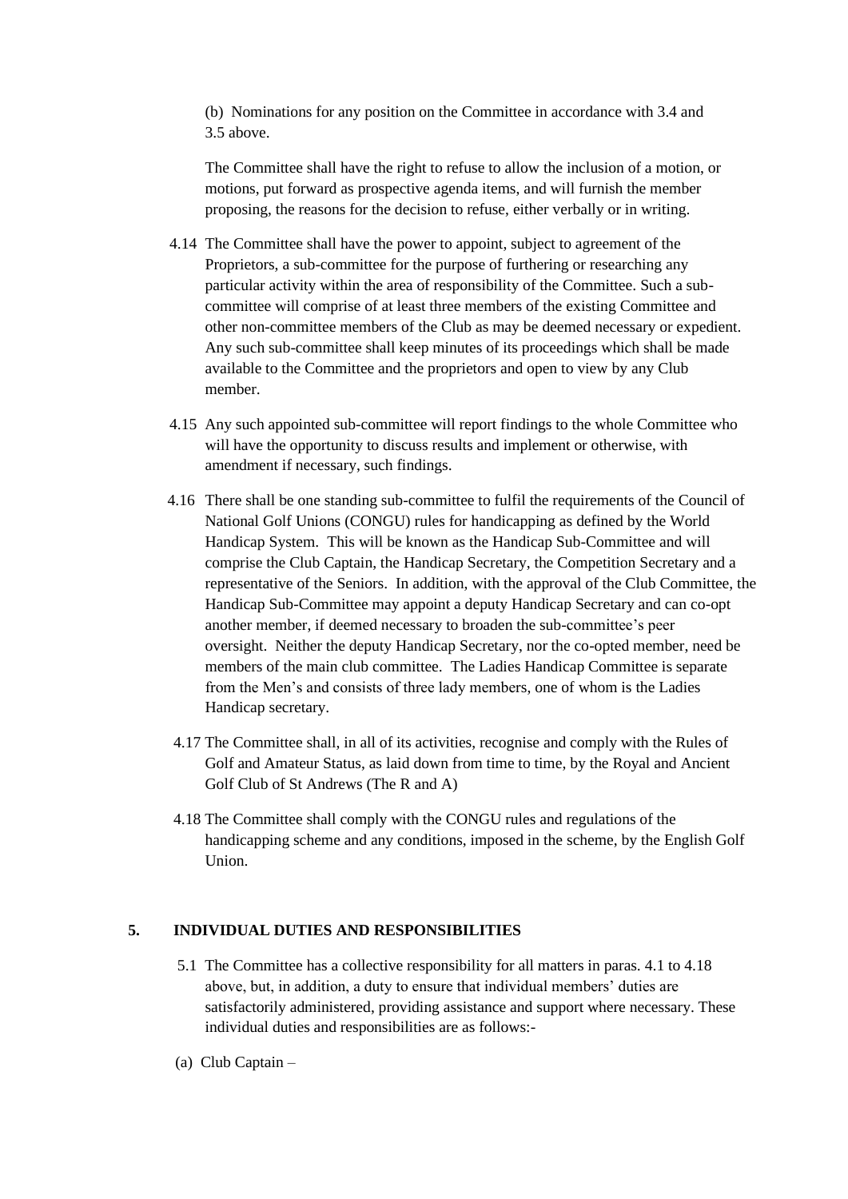(b) Nominations for any position on the Committee in accordance with 3.4 and 3.5 above.

The Committee shall have the right to refuse to allow the inclusion of a motion, or motions, put forward as prospective agenda items, and will furnish the member proposing, the reasons for the decision to refuse, either verbally or in writing.

4.14 The Committee shall have the power to appoint, subject to agreement of the Proprietors, a sub-committee for the purpose of furthering or researching any particular activity within the area of responsibility of the Committee. Such a sub-committee will comprise of at least three members of the existing Committee and other non-committee members of the Club as may be deemed necessary or expedient. Any such sub-committee shall keep minutes of its proceedings which shall be made available to the Committee and the proprietors and open to view by any Club member.

4.15 Any such appointed sub-committee will report findings to the whole Committee who will have the opportunity to discuss results and implement or otherwise, with amendment if necessary, such findings.

4.16 There shall be one standing sub-committee to fulfil the requirements of the Council of National Golf Unions (CONGU) rules for handicapping as defined by the World Handicap System. This will be known as the Handicap Sub-Committee and will comprise the Club Captain, the Handicap Secretary, the Competition Secretary and a representative of the Seniors. In addition, with the approval of the Club Committee, the Handicap Sub-Committee may appoint a deputy Handicap Secretary and can co-opt another member, if deemed necessary to broaden the sub-committee's peer oversight. Neither the deputy Handicap Secretary, nor the co-opted member, need be members of the main club committee. The Ladies Handicap Committee is separate from the Men's and consists of three lady members, one of whom is the Ladies Handicap secretary.

4.17 The Committee shall, in all of its activities, recognise and comply with the Rules of Golf and Amateur Status, as laid down from time to time, by the Royal and Ancient Golf Club of St Andrews (The R and A)

4.18 The Committee shall comply with the CONGU rules and regulations of the handicapping scheme and any conditions, imposed in the scheme, by the English Golf Union.

## 5. INDIVIDUAL DUTIES AND RESPONSIBILITIES

5.1 The Committee has a collective responsibility for all matters in paras. 4.1 to 4.18 above, but, in addition, a duty to ensure that individual members' duties are satisfactorily administered, providing assistance and support where necessary. These individual duties and responsibilities are as follows:-

(a) Club Captain –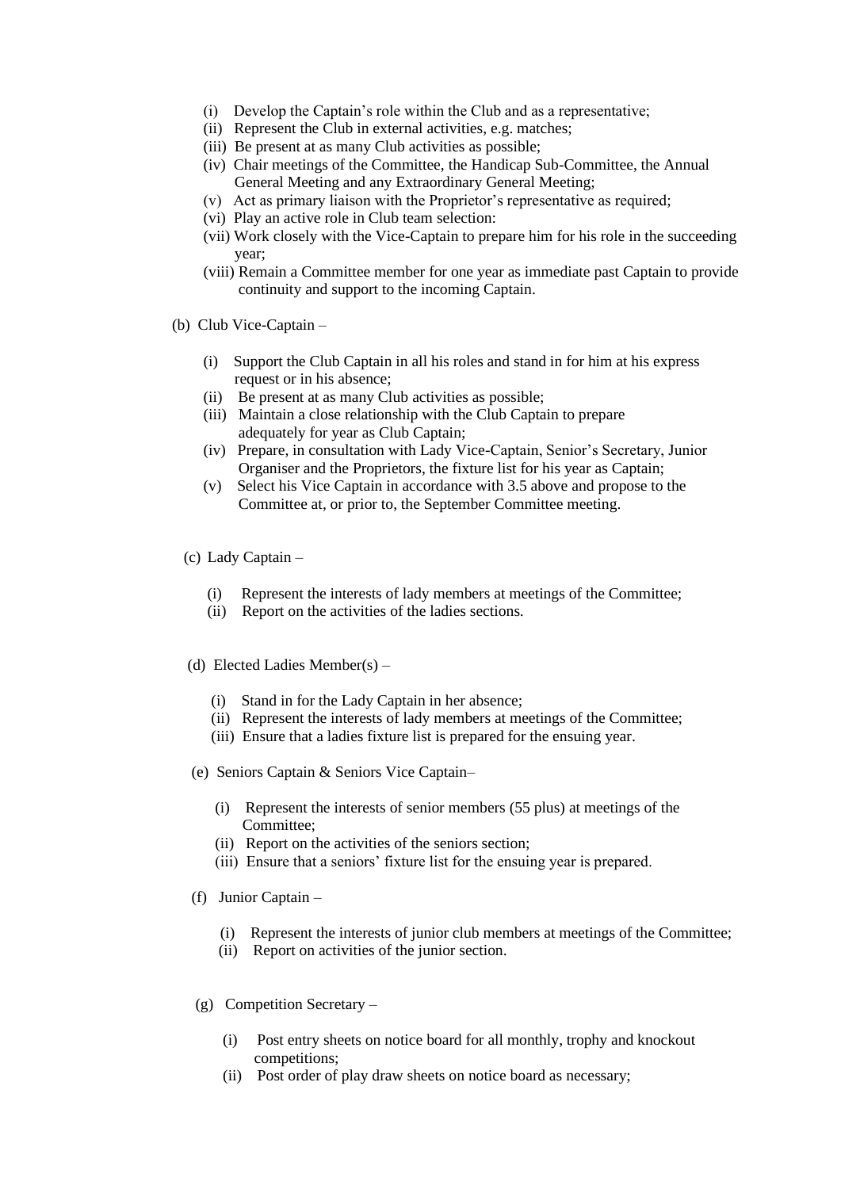(i) Develop the Captain's role within the Club and as a representative;
(ii) Represent the Club in external activities, e.g. matches;
(iii) Be present at as many Club activities as possible;
(iv) Chair meetings of the Committee, the Handicap Sub-Committee, the Annual General Meeting and any Extraordinary General Meeting;
(v) Act as primary liaison with the Proprietor's representative as required;
(vi) Play an active role in Club team selection:
(vii) Work closely with the Vice-Captain to prepare him for his role in the succeeding year;
(viii) Remain a Committee member for one year as immediate past Captain to provide continuity and support to the incoming Captain.

(b) Club Vice-Captain –

(i) Support the Club Captain in all his roles and stand in for him at his express request or in his absence;
(ii) Be present at as many Club activities as possible;
(iii) Maintain a close relationship with the Club Captain to prepare adequately for year as Club Captain;
(iv) Prepare, in consultation with Lady Vice-Captain, Senior's Secretary, Junior Organiser and the Proprietors, the fixture list for his year as Captain;
(v) Select his Vice Captain in accordance with 3.5 above and propose to the Committee at, or prior to, the September Committee meeting.

(c) Lady Captain –

(i) Represent the interests of lady members at meetings of the Committee;
(ii) Report on the activities of the ladies sections.

(d) Elected Ladies Member(s) –

(i) Stand in for the Lady Captain in her absence;
(ii) Represent the interests of lady members at meetings of the Committee;
(iii) Ensure that a ladies fixture list is prepared for the ensuing year.

(e) Seniors Captain & Seniors Vice Captain–

(i) Represent the interests of senior members (55 plus) at meetings of the Committee;
(ii) Report on the activities of the seniors section;
(iii) Ensure that a seniors' fixture list for the ensuing year is prepared.

(f) Junior Captain –

(i) Represent the interests of junior club members at meetings of the Committee;
(ii) Report on activities of the junior section.

(g) Competition Secretary –

(i) Post entry sheets on notice board for all monthly, trophy and knockout competitions;
(ii) Post order of play draw sheets on notice board as necessary;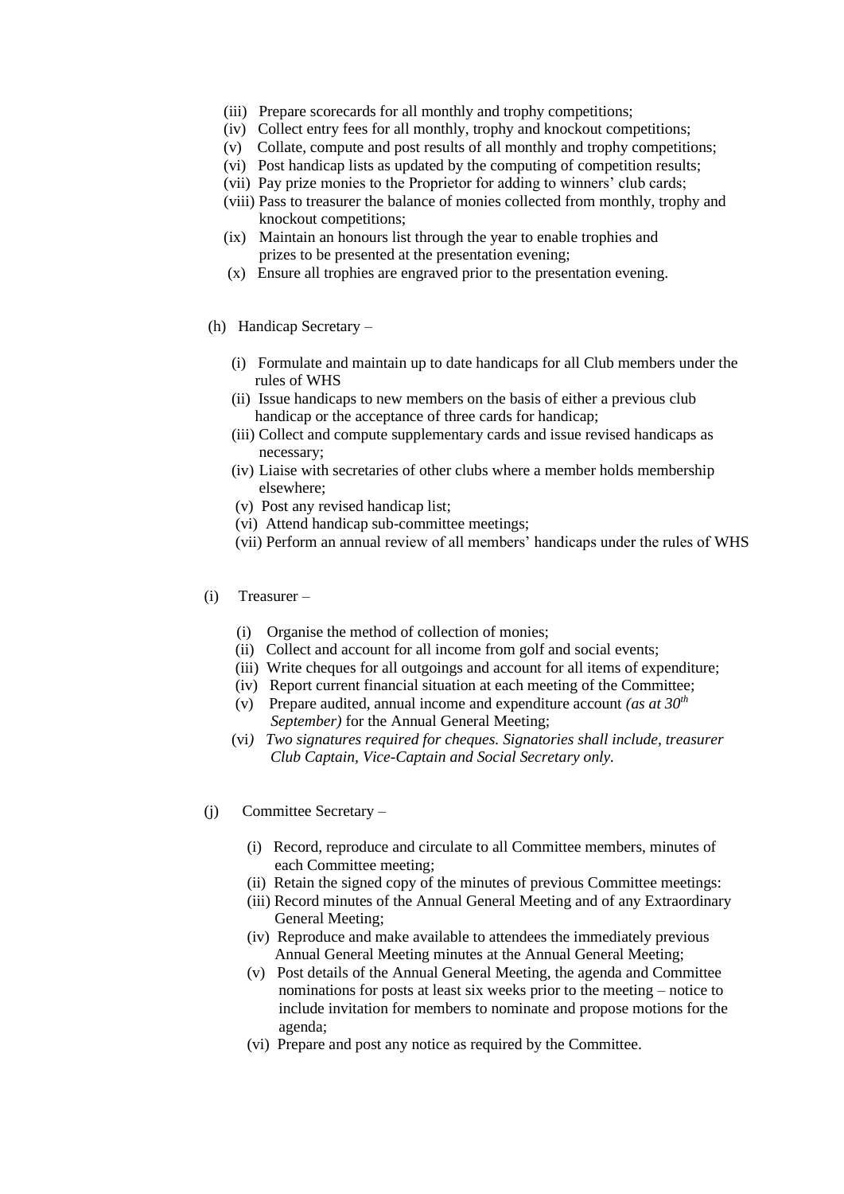(iii) Prepare scorecards for all monthly and trophy competitions;
(iv) Collect entry fees for all monthly, trophy and knockout competitions;
(v) Collate, compute and post results of all monthly and trophy competitions;
(vi) Post handicap lists as updated by the computing of competition results;
(vii) Pay prize monies to the Proprietor for adding to winners' club cards;
(viii) Pass to treasurer the balance of monies collected from monthly, trophy and knockout competitions;
(ix) Maintain an honours list through the year to enable trophies and prizes to be presented at the presentation evening;
(x) Ensure all trophies are engraved prior to the presentation evening.

(h) Handicap Secretary –

(i) Formulate and maintain up to date handicaps for all Club members under the rules of WHS
(ii) Issue handicaps to new members on the basis of either a previous club handicap or the acceptance of three cards for handicap;
(iii) Collect and compute supplementary cards and issue revised handicaps as necessary;
(iv) Liaise with secretaries of other clubs where a member holds membership elsewhere;
(v) Post any revised handicap list;
(vi) Attend handicap sub-committee meetings;
(vii) Perform an annual review of all members' handicaps under the rules of WHS

(i) Treasurer –

(i) Organise the method of collection of monies;
(ii) Collect and account for all income from golf and social events;
(iii) Write cheques for all outgoings and account for all items of expenditure;
(iv) Report current financial situation at each meeting of the Committee;
(v) Prepare audited, annual income and expenditure account *(as at 30th September)* for the Annual General Meeting;
(vi) *Two signatures required for cheques. Signatories shall include, treasurer Club Captain, Vice-Captain and Social Secretary only.*

(j) Committee Secretary –

(i) Record, reproduce and circulate to all Committee members, minutes of each Committee meeting;
(ii) Retain the signed copy of the minutes of previous Committee meetings:
(iii) Record minutes of the Annual General Meeting and of any Extraordinary General Meeting;
(iv) Reproduce and make available to attendees the immediately previous Annual General Meeting minutes at the Annual General Meeting;
(v) Post details of the Annual General Meeting, the agenda and Committee nominations for posts at least six weeks prior to the meeting – notice to include invitation for members to nominate and propose motions for the agenda;
(vi) Prepare and post any notice as required by the Committee.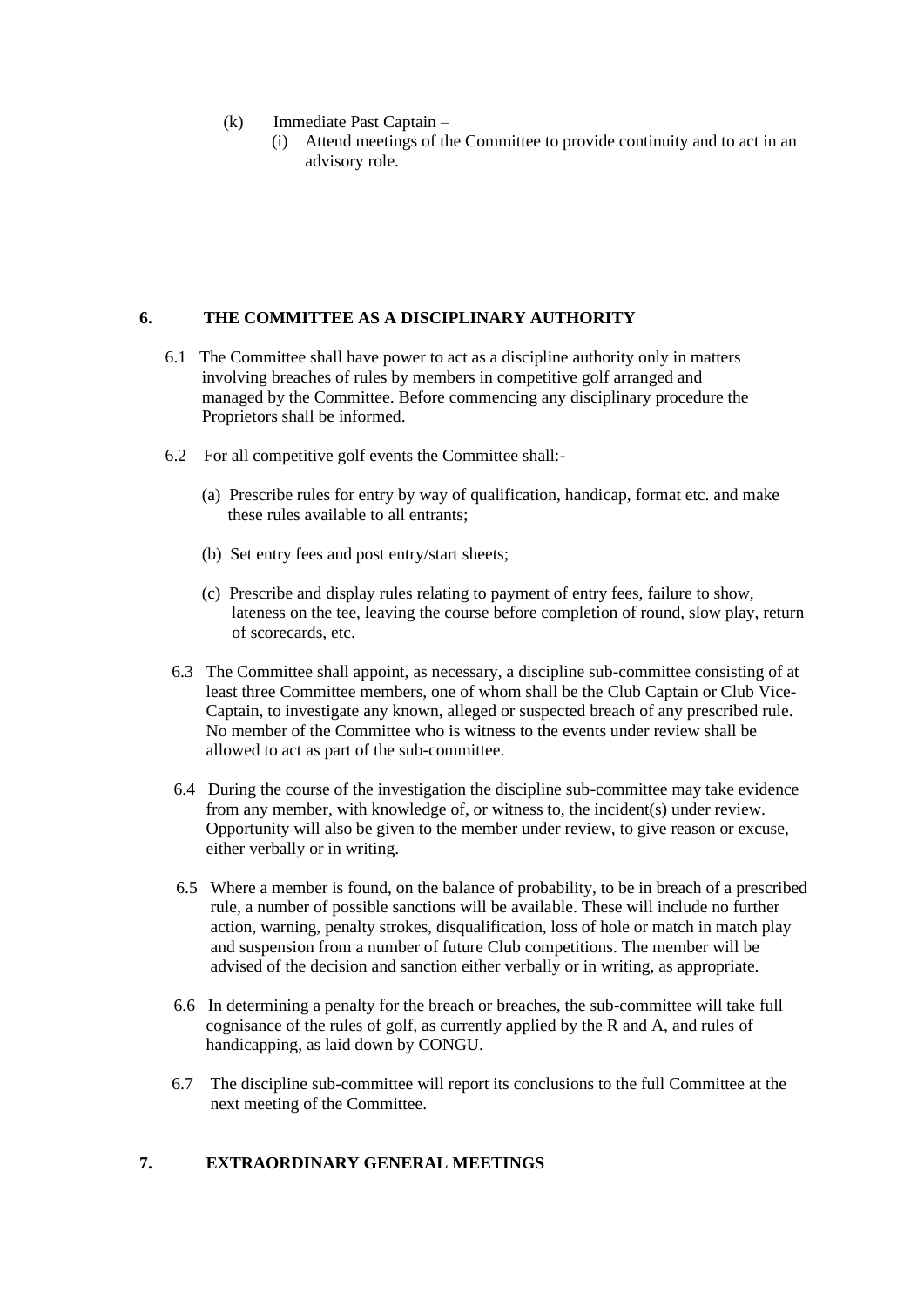(k) Immediate Past Captain –

   (i) Attend meetings of the Committee to provide continuity and to act in an advisory role.

## 6. THE COMMITTEE AS A DISCIPLINARY AUTHORITY

6.1 The Committee shall have power to act as a discipline authority only in matters involving breaches of rules by members in competitive golf arranged and managed by the Committee. Before commencing any disciplinary procedure the Proprietors shall be informed.

6.2 For all competitive golf events the Committee shall:-

   (a) Prescribe rules for entry by way of qualification, handicap, format etc. and make these rules available to all entrants;

   (b) Set entry fees and post entry/start sheets;

   (c) Prescribe and display rules relating to payment of entry fees, failure to show, lateness on the tee, leaving the course before completion of round, slow play, return of scorecards, etc.

6.3 The Committee shall appoint, as necessary, a discipline sub-committee consisting of at least three Committee members, one of whom shall be the Club Captain or Club Vice-Captain, to investigate any known, alleged or suspected breach of any prescribed rule. No member of the Committee who is witness to the events under review shall be allowed to act as part of the sub-committee.

6.4 During the course of the investigation the discipline sub-committee may take evidence from any member, with knowledge of, or witness to, the incident(s) under review. Opportunity will also be given to the member under review, to give reason or excuse, either verbally or in writing.

6.5 Where a member is found, on the balance of probability, to be in breach of a prescribed rule, a number of possible sanctions will be available. These will include no further action, warning, penalty strokes, disqualification, loss of hole or match in match play and suspension from a number of future Club competitions. The member will be advised of the decision and sanction either verbally or in writing, as appropriate.

6.6 In determining a penalty for the breach or breaches, the sub-committee will take full cognisance of the rules of golf, as currently applied by the R and A, and rules of handicapping, as laid down by CONGU.

6.7 The discipline sub-committee will report its conclusions to the full Committee at the next meeting of the Committee.

## 7. EXTRAORDINARY GENERAL MEETINGS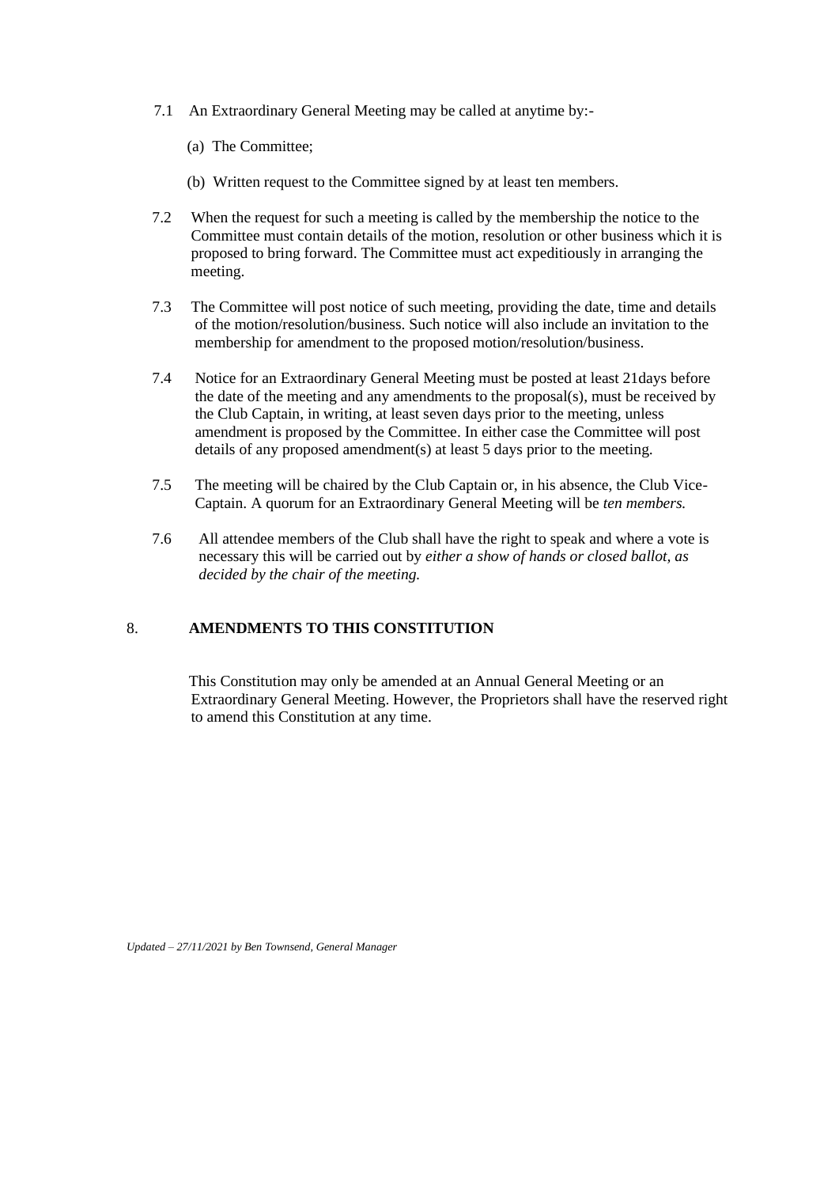7.1 An Extraordinary General Meeting may be called at anytime by:-

(a) The Committee;

(b) Written request to the Committee signed by at least ten members.

7.2 When the request for such a meeting is called by the membership the notice to the Committee must contain details of the motion, resolution or other business which it is proposed to bring forward. The Committee must act expeditiously in arranging the meeting.

7.3 The Committee will post notice of such meeting, providing the date, time and details of the motion/resolution/business. Such notice will also include an invitation to the membership for amendment to the proposed motion/resolution/business.

7.4 Notice for an Extraordinary General Meeting must be posted at least 21days before the date of the meeting and any amendments to the proposal(s), must be received by the Club Captain, in writing, at least seven days prior to the meeting, unless amendment is proposed by the Committee. In either case the Committee will post details of any proposed amendment(s) at least 5 days prior to the meeting.

7.5 The meeting will be chaired by the Club Captain or, in his absence, the Club Vice-Captain. A quorum for an Extraordinary General Meeting will be *ten members.*

7.6 All attendee members of the Club shall have the right to speak and where a vote is necessary this will be carried out by *either a show of hands or closed ballot, as decided by the chair of the meeting.*

## 8. AMENDMENTS TO THIS CONSTITUTION

This Constitution may only be amended at an Annual General Meeting or an Extraordinary General Meeting. However, the Proprietors shall have the reserved right to amend this Constitution at any time.

*Updated – 27/11/2021 by Ben Townsend, General Manager*